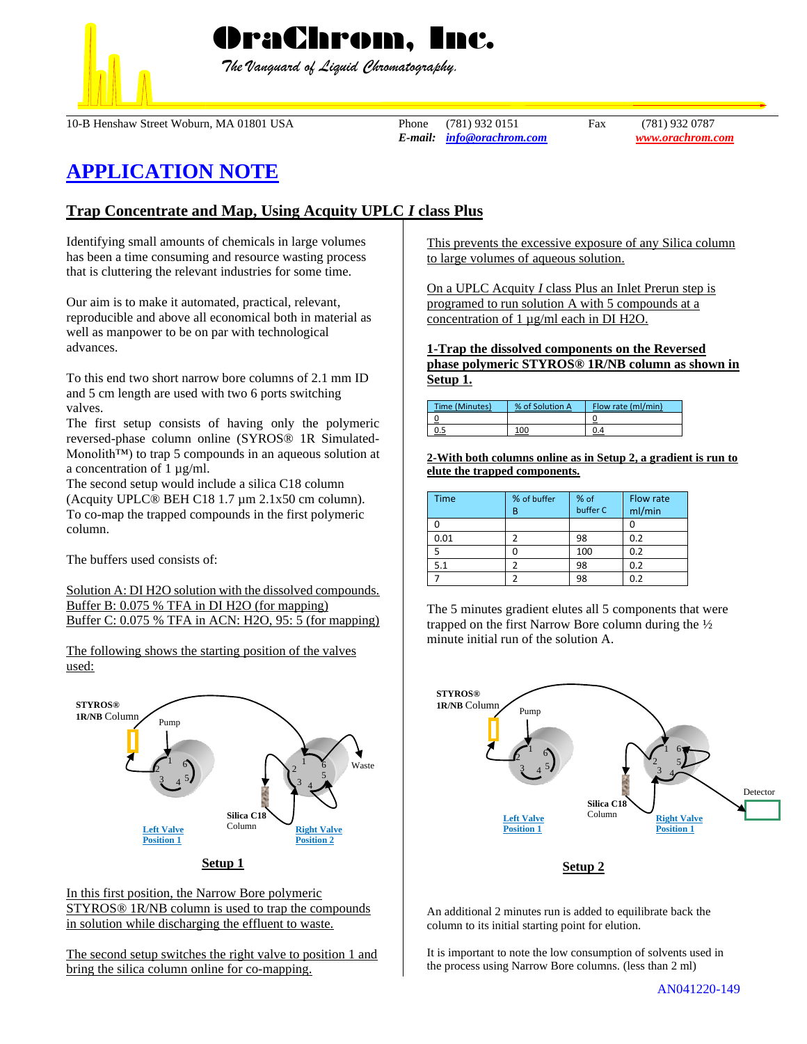# OraChrom, Inc.

*The Vanguard of Liquid Chromatography.*

10-B Henshaw Street Woburn, MA 01801 USA    Phone (781) 932 0151    Fax (781) 932 0787
*E-mail:* info@orachrom.com    www.orachrom.com

# APPLICATION NOTE

## Trap Concentrate and Map, Using Acquity UPLC *I* class Plus

Identifying small amounts of chemicals in large volumes has been a time consuming and resource wasting process that is cluttering the relevant industries for some time.

Our aim is to make it automated, practical, relevant, reproducible and above all economical both in material as well as manpower to be on par with technological advances.

To this end two short narrow bore columns of 2.1 mm ID and 5 cm length are used with two 6 ports switching valves.
The first setup consists of having only the polymeric reversed-phase column online (SYROS® 1R Simulated-Monolith™) to trap 5 compounds in an aqueous solution at a concentration of 1 µg/ml.
The second setup would include a silica C18 column (Acquity UPLC® BEH C18 1.7 µm 2.1x50 cm column). To co-map the trapped compounds in the first polymeric column.

The buffers used consists of:

Solution A: DI H2O solution with the dissolved compounds.
Buffer B: 0.075 % TFA in DI H2O (for mapping)
Buffer C: 0.075 % TFA in ACN: H2O, 95: 5 (for mapping)

The following shows the starting position of the valves used:

STYROS® 1R/NB Column — Pump — Waste — Silica C18 Column — Left Valve Position 1 — Right Valve Position 2

**Setup 1**

In this first position, the Narrow Bore polymeric STYROS® 1R/NB column is used to trap the compounds in solution while discharging the effluent to waste.

The second setup switches the right valve to position 1 and bring the silica column online for co-mapping.

This prevents the excessive exposure of any Silica column to large volumes of aqueous solution.

On a UPLC Acquity *I* class Plus an Inlet Prerun step is programed to run solution A with 5 compounds at a concentration of 1 µg/ml each in DI H2O.

**1-Trap the dissolved components on the Reversed phase polymeric STYROS® 1R/NB column as shown in Setup 1.**

| Time (Minutes) | % of Solution A | Flow rate (ml/min) |
|---|---|---|
| 0 | | 0 |
| 0.5 | 100 | 0.4 |

**2-With both columns online as in Setup 2, a gradient is run to elute the trapped components.**

| Time | % of buffer B | % of buffer C | Flow rate ml/min |
|---|---|---|---|
| 0 | | | 0 |
| 0.01 | 2 | 98 | 0.2 |
| 5 | 0 | 100 | 0.2 |
| 5.1 | 2 | 98 | 0.2 |
| 7 | 2 | 98 | 0.2 |

The 5 minutes gradient elutes all 5 components that were trapped on the first Narrow Bore column during the ½ minute initial run of the solution A.

STYROS® 1R/NB Column — Pump — Silica C18 Column — Detector — Left Valve Position 1 — Right Valve Position 1

**Setup 2**

An additional 2 minutes run is added to equilibrate back the column to its initial starting point for elution.

It is important to note the low consumption of solvents used in the process using Narrow Bore columns. (less than 2 ml)

AN041220-149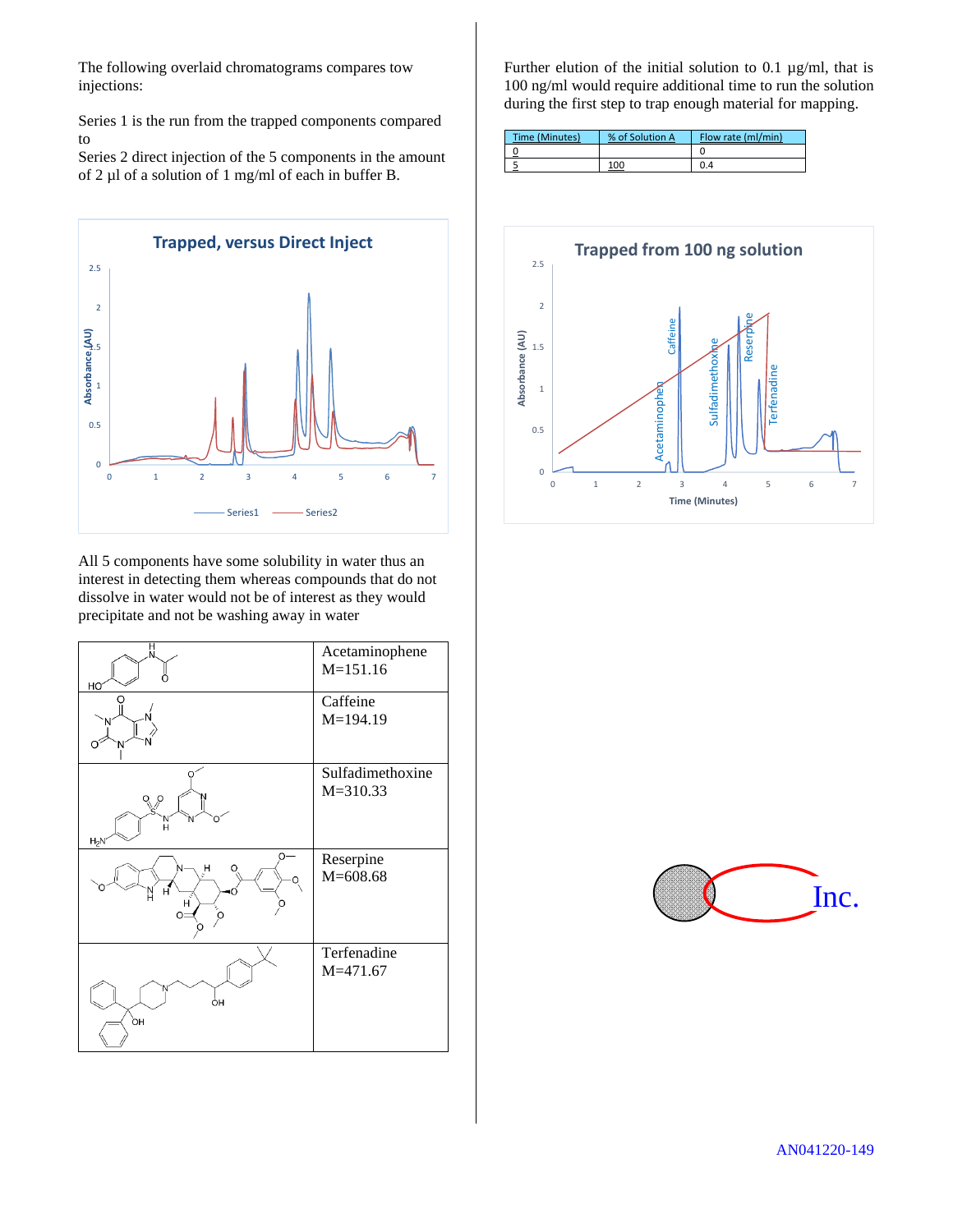The following overlaid chromatograms compares tow injections:

Series 1 is the run from the trapped components compared to
Series 2 direct injection of the 5 components in the amount of 2 µl of a solution of 1 mg/ml of each in buffer B.

Trapped, versus Direct Inject

Absorbance (AU)

2.5
2
1.5
1
0.5
0

0 1 2 3 4 5 6 7

Series1 Series2

All 5 components have some solubility in water thus an interest in detecting them whereas compounds that do not dissolve in water would not be of interest as they would precipitate and not be washing away in water

| | |
|---|---|
| | Acetaminophene M=151.16 |
| | Caffeine M=194.19 |
| | Sulfadimethoxine M=310.33 |
| | Reserpine M=608.68 |
| | Terfenadine M=471.67 |

Further elution of the initial solution to 0.1 µg/ml, that is 100 ng/ml would require additional time to run the solution during the first step to trap enough material for mapping.

| Time (Minutes) | % of Solution A | Flow rate (ml/min) |
|---|---|---|
| 0 | | 0 |
| 5 | 100 | 0.4 |

Trapped from 100 ng solution

Absorbance (AU)

2.5
2
1.5
1
0.5
0

Acetaminophen
Caffeine
Sulfadimethoxine
Reserpine
Terfenadine

0 1 2 3 4 5 6 7

Time (Minutes)

Inc.

AN041220-149